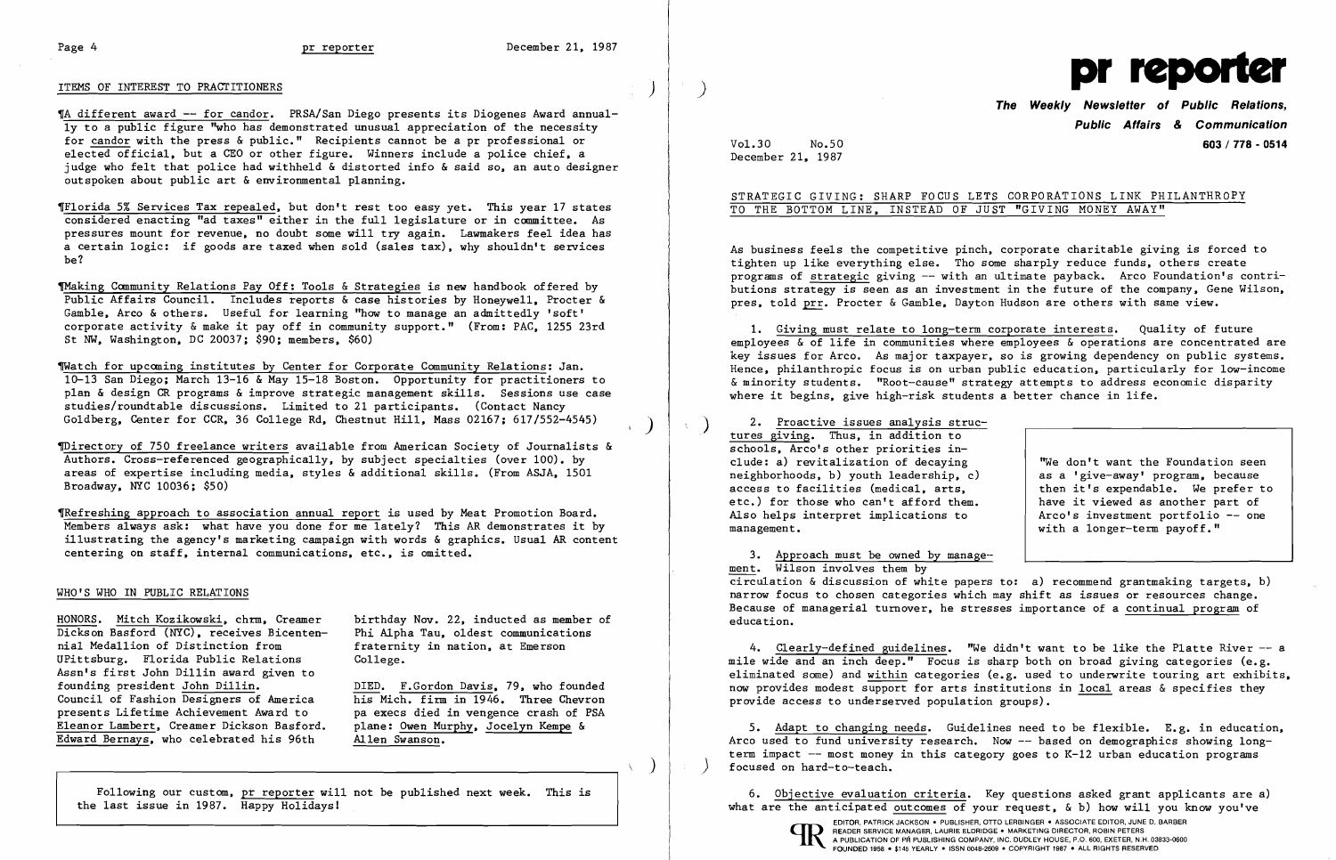## ITEMS OF INTEREST TO PRACTITIONERS

¶A different award -- for candor. PRSA/San Diego presents its Diogenes Award annually to a public figure "who has demonstrated unusual appreciation of the necessity for candor with the press & public." Recipients cannot be a pr professional or elected official, but a CEO or other figure. Winners include a police chief, a judge who felt that police had withheld & distorted info & said so, an auto designer outspoken about public art & environmental planning.

¶Florida 5% Services Tax repealed, but don't rest too easy yet. This year 17 states considered enacting "ad taxes" either in the full legislature or in committee. As pressures mount for revenue, no doubt some will try again. Lawmakers feel idea has a certain logic: if goods are taxed when sold (sales tax), why shouldn't services be?

¶Making Community Relations Pay Off: Tools & Strategies is new handbook offered by Public Affairs Council. Includes reports & case histories by Honeywell, Procter & Gamble, Arco & others. Useful for learning "how to manage an admittedly 'soft' corporate activity & make it pay off in community support." (From: PAC, 1255 23rd St NW, Washington, DC 20037; $90; members, $60)

¶Watch for upcoming institutes by Center for Corporate Community Relations: Jan. 10-13 San Diego; March 13-16 & May 15-18 Boston. Opportunity for practitioners to plan & design CR programs & improve strategic management skills. Sessions use case studies/roundtable discussions. Limited to 21 participants. (Contact Nancy Goldberg, Center for CCR, 36 College Rd, Chestnut Hill, Mass 02167; 617/552-4545)

¶Directory of 750 freelance writers available from American Society of Journalists & Authors. Cross-referenced geographically, by subject specialties (over 100), by areas of expertise including media, styles & additional skills. (From ASJA, 1501 Broadway, NYC 10036; $50)

¶Refreshing approach to association annual report is used by Meat Promotion Board. Members always ask: what have you done for me lately? This AR demonstrates it by illustrating the agency's marketing campaign with words & graphics. Usual AR content centering on staff, internal communications, etc., is omitted.

## WHO'S WHO IN PUBLIC RELATIONS

HONORS. Mitch Kozikowski, chrm, Creamer Dickson Basford (NYC), receives Bicentennial Medallion of Distinction from UPittsburg. Florida Public Relations Assn's first John Dillin award given to founding president John Dillin. Council of Fashion Designers of America presents Lifetime Achievement Award to Eleanor Lambert, Creamer Dickson Basford. Edward Bernays, who celebrated his 96th birthday Nov. 22, inducted as member of Phi Alpha Tau, oldest communications fraternity in nation, at Emerson College.

DIED. F.Gordon Davis, 79, who founded his Mich. firm in 1946. Three Chevron pa execs died in vengence crash of PSA plane: Owen Murphy, Jocelyn Kempe & Allen Swanson.

Following our custom, pr reporter will not be published next week. This is the last issue in 1987. Happy Holidays!

# pr reporter

**The Weekly Newsletter of Public Relations, Public Affairs & Communication**

**603 / 778 - 0514**

Vol.30 No.50
December 21, 1987

## STRATEGIC GIVING: SHARP FOCUS LETS CORPORATIONS LINK PHILANTHROPY TO THE BOTTOM LINE, INSTEAD OF JUST "GIVING MONEY AWAY"

As business feels the competitive pinch, corporate charitable giving is forced to tighten up like everything else. Tho some sharply reduce funds, others create programs of strategic giving -- with an ultimate payback. Arco Foundation's contributions strategy is seen as an investment in the future of the company, Gene Wilson, pres, told prr. Procter & Gamble, Dayton Hudson are others with same view.

1. Giving must relate to long-term corporate interests. Quality of future employees & of life in communities where employees & operations are concentrated are key issues for Arco. As major taxpayer, so is growing dependency on public systems. Hence, philanthropic focus is on urban public education, particularly for low-income & minority students. "Root-cause" strategy attempts to address economic disparity where it begins, give high-risk students a better chance in life.

2. Proactive issues analysis structures giving. Thus, in addition to schools, Arco's other priorities include: a) revitalization of decaying neighborhoods, b) youth leadership, c) access to facilities (medical, arts, etc.) for those who can't afford them. Also helps interpret implications to management.

> "We don't want the Foundation seen as a 'give-away' program, because then it's expendable. We prefer to have it viewed as another part of Arco's investment portfolio -- one with a longer-term payoff."

3. Approach must be owned by management. Wilson involves them by circulation & discussion of white papers to: a) recommend grantmaking targets, b) narrow focus to chosen categories which may shift as issues or resources change. Because of managerial turnover, he stresses importance of a continual program of education.

4. Clearly-defined guidelines. "We didn't want to be like the Platte River -- a mile wide and an inch deep." Focus is sharp both on broad giving categories (e.g. eliminated some) and within categories (e.g. used to underwrite touring art exhibits, now provides modest support for arts institutions in local areas & specifies they provide access to underserved population groups).

5. Adapt to changing needs. Guidelines need to be flexible. E.g. in education, Arco used to fund university research. Now -- based on demographics showing long-term impact -- most money in this category goes to K-12 urban education programs focused on hard-to-teach.

6. Objective evaluation criteria. Key questions asked grant applicants are a) what are the anticipated outcomes of your request, & b) how will you know you've

EDITOR, PATRICK JACKSON • PUBLISHER, OTTO LERBINGER • ASSOCIATE EDITOR, JUNE D. BARBER
READER SERVICE MANAGER, LAURIE ELDRIDGE • MARKETING DIRECTOR, ROBIN PETERS
A PUBLICATION OF PR PUBLISHING COMPANY, INC. DUDLEY HOUSE, P.O. 600, EXETER, N.H. 03833-0600
FOUNDED 1958 • $145 YEARLY • ISSN 0048-2609 • COPYRIGHT 1987 • ALL RIGHTS RESERVED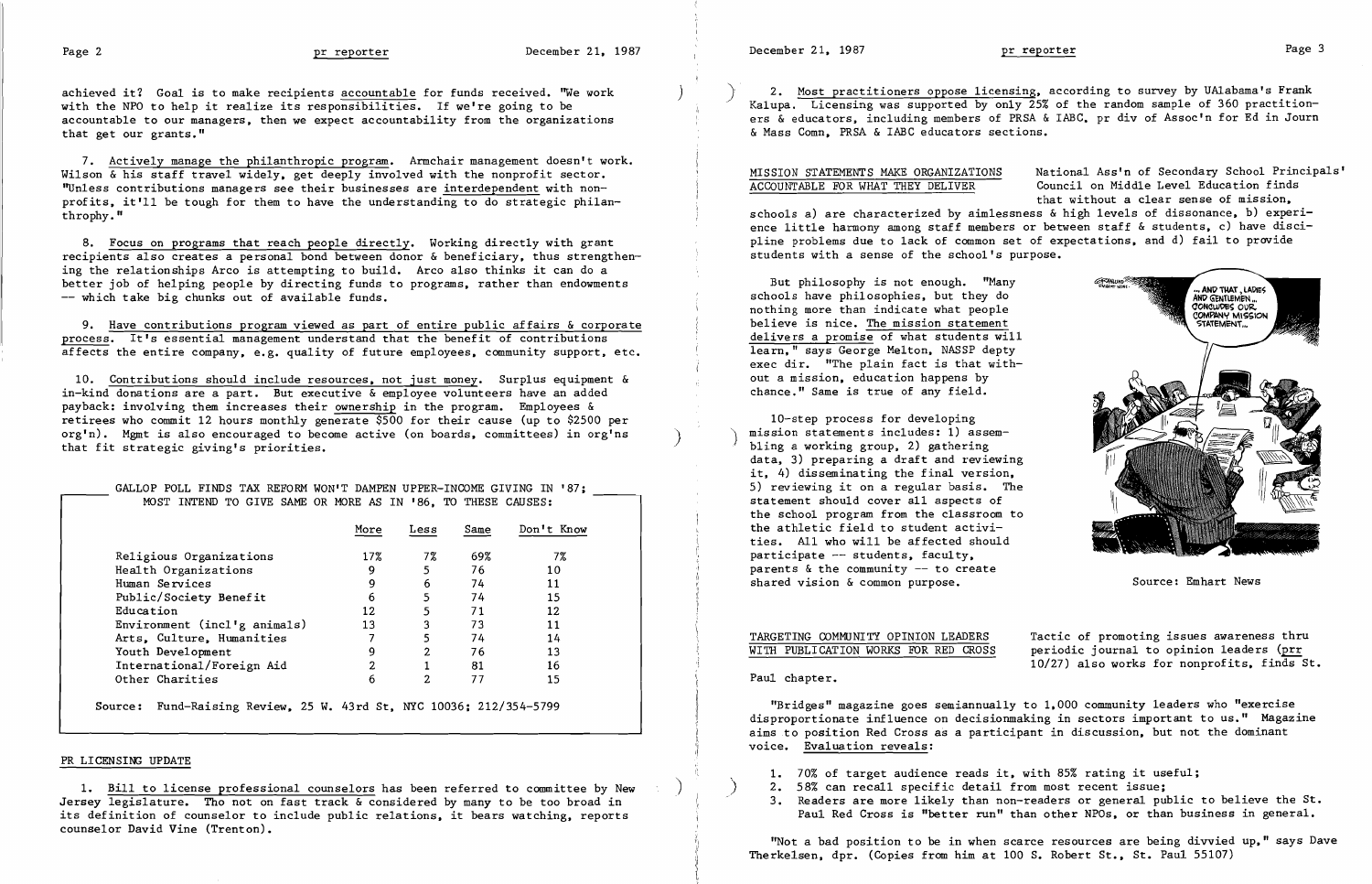achieved it? Goal is to make recipients accountable for funds received. "We work with the NPO to help it realize its responsibilities. If we're going to be accountable to our managers, then we expect accountability from the organizations that get our grants."

7. Actively manage the philanthropic program. Armchair management doesn't work. Wilson & his staff travel widely, get deeply involved with the nonprofit sector. "Unless contributions managers see their businesses are interdependent with nonprofits, it'll be tough for them to have the understanding to do strategic philanthrophy."

8. Focus on programs that reach people directly. Working directly with grant recipients also creates a personal bond between donor & beneficiary, thus strengthening the relationships Arco is attempting to build. Arco also thinks it can do a better job of helping people by directing funds to programs, rather than endowments -- which take big chunks out of available funds.

9. Have contributions program viewed as part of entire public affairs & corporate process. It's essential management understand that the benefit of contributions affects the entire company, e.g. quality of future employees, community support, etc.

10. Contributions should include resources, not just money. Surplus equipment & in-kind donations are a part. But executive & employee volunteers have an added payback: involving them increases their ownership in the program. Employees & retirees who commit 12 hours monthly generate $500 for their cause (up to $2500 per org'n). Mgmt is also encouraged to become active (on boards, committees) in org'ns that fit strategic giving's priorities.

GALLOP POLL FINDS TAX REFORM WON'T DAMPEN UPPER-INCOME GIVING IN '87; MOST INTEND TO GIVE SAME OR MORE AS IN '86, TO THESE CAUSES:

| | More | Less | Same | Don't Know |
|---|---|---|---|---|
| Religious Organizations | 17% | 7% | 69% | 7% |
| Health Organizations | 9 | 5 | 76 | 10 |
| Human Services | 9 | 6 | 74 | 11 |
| Public/Society Benefit | 6 | 5 | 74 | 15 |
| Education | 12 | 5 | 71 | 12 |
| Environment (incl'g animals) | 13 | 3 | 73 | 11 |
| Arts, Culture, Humanities | 7 | 5 | 74 | 14 |
| Youth Development | 9 | 2 | 76 | 13 |
| International/Foreign Aid | 2 | 1 | 81 | 16 |
| Other Charities | 6 | 2 | 77 | 15 |

Source: Fund-Raising Review, 25 W. 43rd St, NYC 10036; 212/354-5799

## PR LICENSING UPDATE

1. Bill to license professional counselors has been referred to committee by New Jersey legislature. Tho not on fast track & considered by many to be too broad in its definition of counselor to include public relations, it bears watching, reports counselor David Vine (Trenton).

2. Most practitioners oppose licensing, according to survey by UAlabama's Frank Kalupa. Licensing was supported by only 25% of the random sample of 360 practitioners & educators, including members of PRSA & IABC, pr div of Assoc'n for Ed in Journ & Mass Comn, PRSA & IABC educators sections.

## MISSION STATEMENTS MAKE ORGANIZATIONS ACCOUNTABLE FOR WHAT THEY DELIVER

National Ass'n of Secondary School Principals' Council on Middle Level Education finds that without a clear sense of mission, schools a) are characterized by aimlessness & high levels of dissonance, b) experience little harmony among staff members or between staff & students, c) have discipline problems due to lack of common set of expectations, and d) fail to provide students with a sense of the school's purpose.

But philosophy is not enough. "Many schools have philosophies, but they do nothing more than indicate what people believe is nice. The mission statement delivers a promise of what students will learn," says George Melton, NASSP depty exec dir. "The plain fact is that without a mission, education happens by chance." Same is true of any field.

10-step process for developing mission statements includes: 1) assembling a working group, 2) gathering data, 3) preparing a draft and reviewing it, 4) disseminating the final version, 5) reviewing it on a regular basis. The statement should cover all aspects of the school program from the classroom to the athletic field to student activities. All who will be affected should participate -- students, faculty, parents & the community -- to create shared vision & common purpose.

... AND THAT, LADIES AND GENTLEMEN... CONCLUDES OUR COMPANY MISSION STATEMENT...

Source: Emhart News

## TARGETING COMMUNITY OPINION LEADERS WITH PUBLICATION WORKS FOR RED CROSS

Tactic of promoting issues awareness thru periodic journal to opinion leaders (prr 10/27) also works for nonprofits, finds St. Paul chapter.

"Bridges" magazine goes semiannually to 1,000 community leaders who "exercise disproportionate influence on decisionmaking in sectors important to us." Magazine aims to position Red Cross as a participant in discussion, but not the dominant voice. Evaluation reveals:

1. 70% of target audience reads it, with 85% rating it useful;
2. 58% can recall specific detail from most recent issue;
3. Readers are more likely than non-readers or general public to believe the St. Paul Red Cross is "better run" than other NPOs, or than business in general.

"Not a bad position to be in when scarce resources are being divvied up," says Dave Therkelsen, dpr. (Copies from him at 100 S. Robert St., St. Paul 55107)